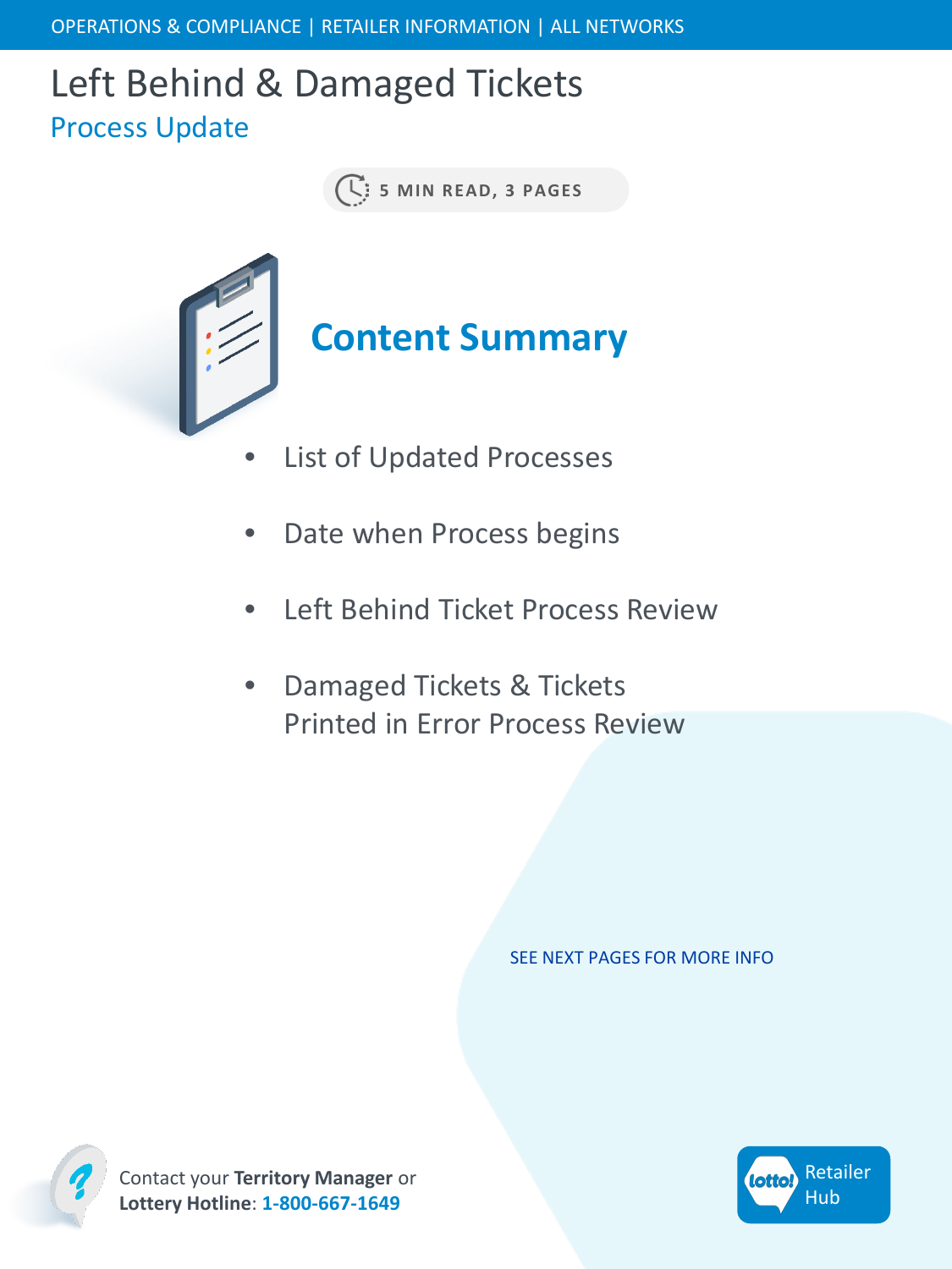OPERATIONS & COMPLIANCE | RETAILER INFORMATION | ALL NETWORKS

# Left Behind & Damaged Tickets

## Process Update

5 MIN READ, 3 PAGES

## Content Summary

- List of Updated Processes
- Date when Process begins
- Left Behind Ticket Process Review
- Damaged Tickets & Tickets Printed in Error Process Review

SEE NEXT PAGES FOR MORE INFO

Contact your **Territory Manager** or **Lottery Hotline**: **1-800-667-1649**

lotto! Retailer Hub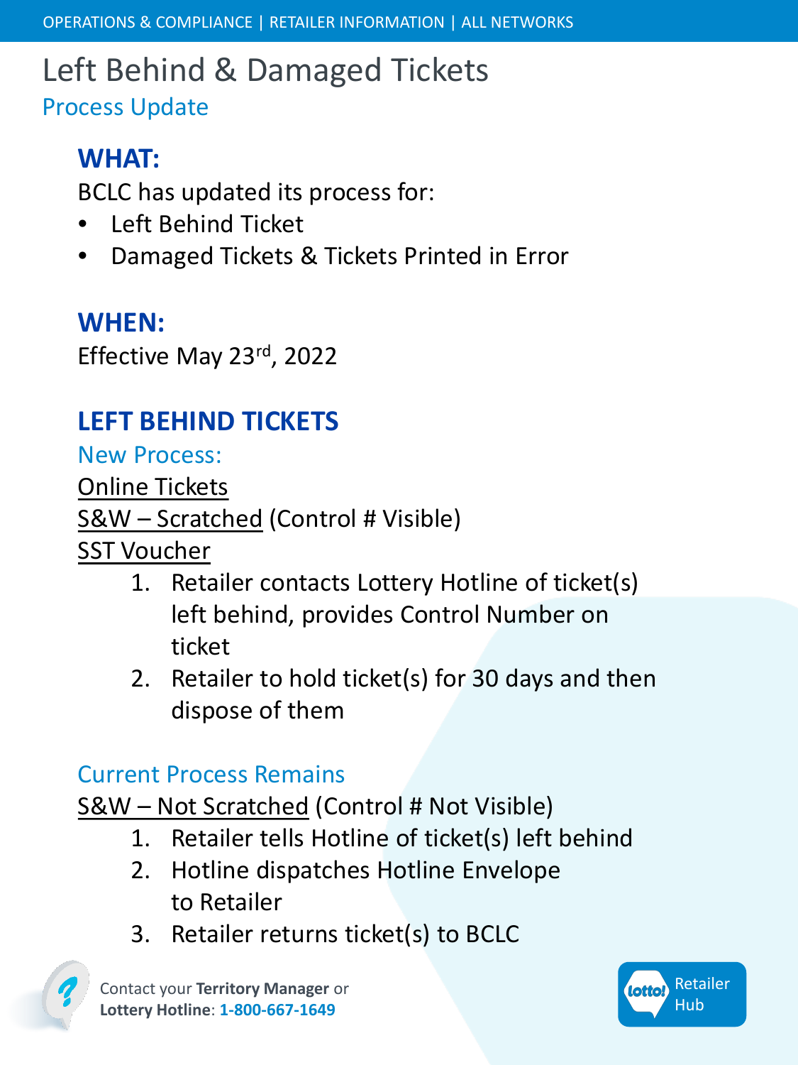OPERATIONS & COMPLIANCE | RETAILER INFORMATION | ALL NETWORKS

# Left Behind & Damaged Tickets

## Process Update

### WHAT:

BCLC has updated its process for:

- Left Behind Ticket
- Damaged Tickets & Tickets Printed in Error

### WHEN:

Effective May 23rd, 2022

### LEFT BEHIND TICKETS

**New Process:**

Online Tickets
S&W – Scratched (Control # Visible)
SST Voucher

1. Retailer contacts Lottery Hotline of ticket(s) left behind, provides Control Number on ticket
2. Retailer to hold ticket(s) for 30 days and then dispose of them

**Current Process Remains**

S&W – Not Scratched (Control # Not Visible)

1. Retailer tells Hotline of ticket(s) left behind
2. Hotline dispatches Hotline Envelope to Retailer
3. Retailer returns ticket(s) to BCLC

Contact your **Territory Manager** or **Lottery Hotline**: **1-800-667-1649**

lotto! Retailer Hub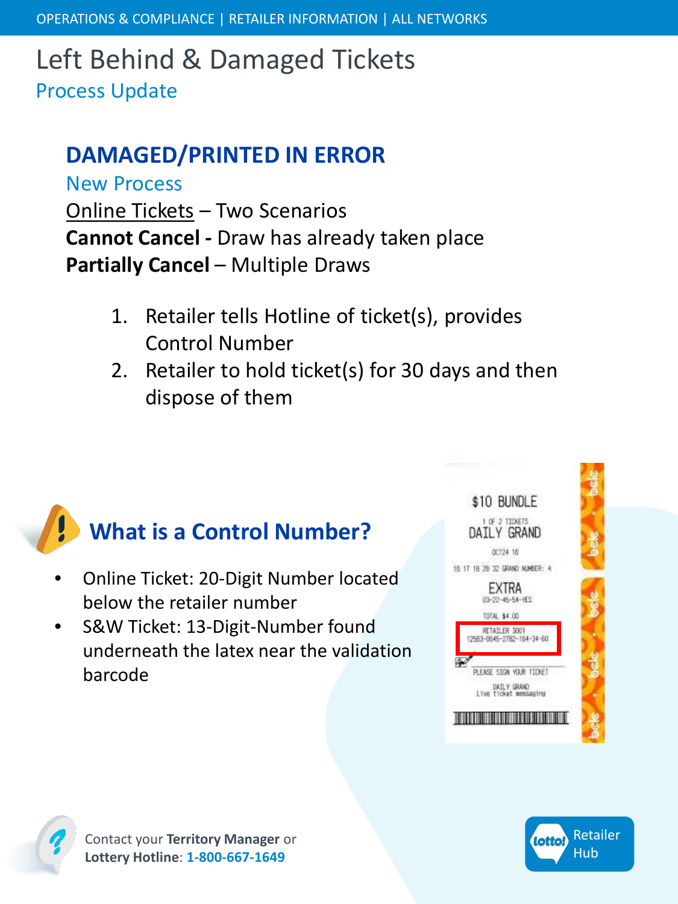# Left Behind & Damaged Tickets

Process Update

## DAMAGED/PRINTED IN ERROR

### New Process

Online Tickets – Two Scenarios

**Cannot Cancel -** Draw has already taken place

**Partially Cancel** – Multiple Draws

1. Retailer tells Hotline of ticket(s), provides Control Number
2. Retailer to hold ticket(s) for 30 days and then dispose of them

### What is a Control Number?

- Online Ticket: 20-Digit Number located below the retailer number
- S&W Ticket: 13-Digit-Number found underneath the latex near the validation barcode

Contact your **Territory Manager** or **Lottery Hotline**: **1-800-667-1649**